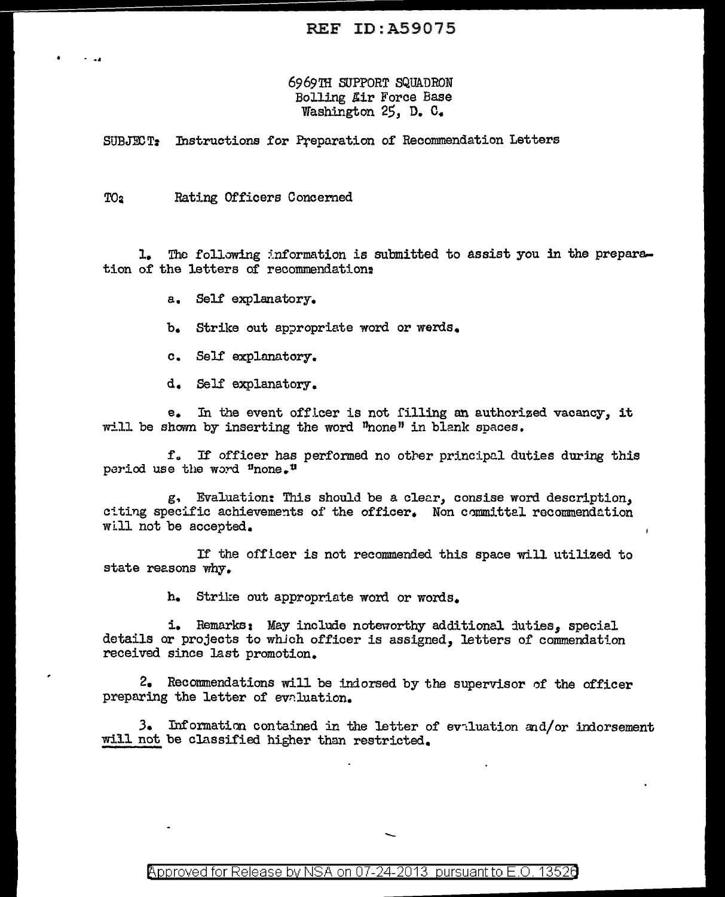REF ID:A59075

6969TH SUPPORT SQUADRON
Bolling Air Force Base
Washington 25, D. C.

SUBJECT: Instructions for Preparation of Recommendation Letters

TO: Rating Officers Concerned

1. The following information is submitted to assist you in the preparation of the letters of recommendation:

a. Self explanatory.

b. Strike out appropriate word or werds.

c. Self explanatory.

d. Self explanatory.

e. In the event officer is not filling an authorized vacancy, it will be shown by inserting the word "none" in blank spaces.

f. If officer has performed no other principal duties during this period use the word "none."

g. Evaluation: This should be a clear, consise word description, citing specific achievements of the officer. Non committal recommendation will not be accepted.

If the officer is not recommended this space will utilized to state reasons why.

h. Strike out appropriate word or words.

i. Remarks: May include noteworthy additional duties, special details or projects to which officer is assigned, letters of commendation received since last promotion.

2. Recommendations will be indorsed by the supervisor of the officer preparing the letter of evaluation.

3. Information contained in the letter of evaluation and/or indorsement will not be classified higher than restricted.

Approved for Release by NSA on 07-24-2013 pursuant to E.O. 13526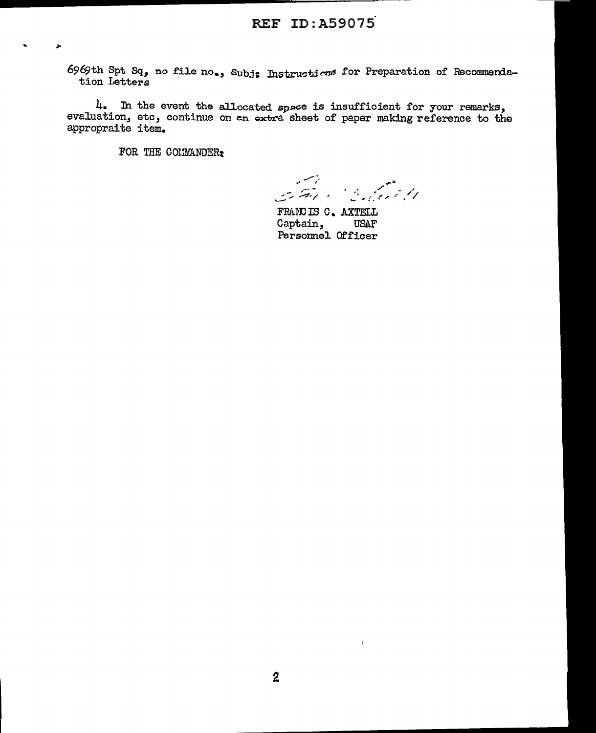6969th Spt Sq, no file no., Subj: Instructions for Preparation of Recommendation Letters

4. In the event the allocated space is insufficient for your remarks, evaluation, etc, continue on an extra sheet of paper making reference to the appropraite item.

FOR THE COMMANDER:

FRANCIS C. AXTELL  
Captain, USAF  
Personnel Officer